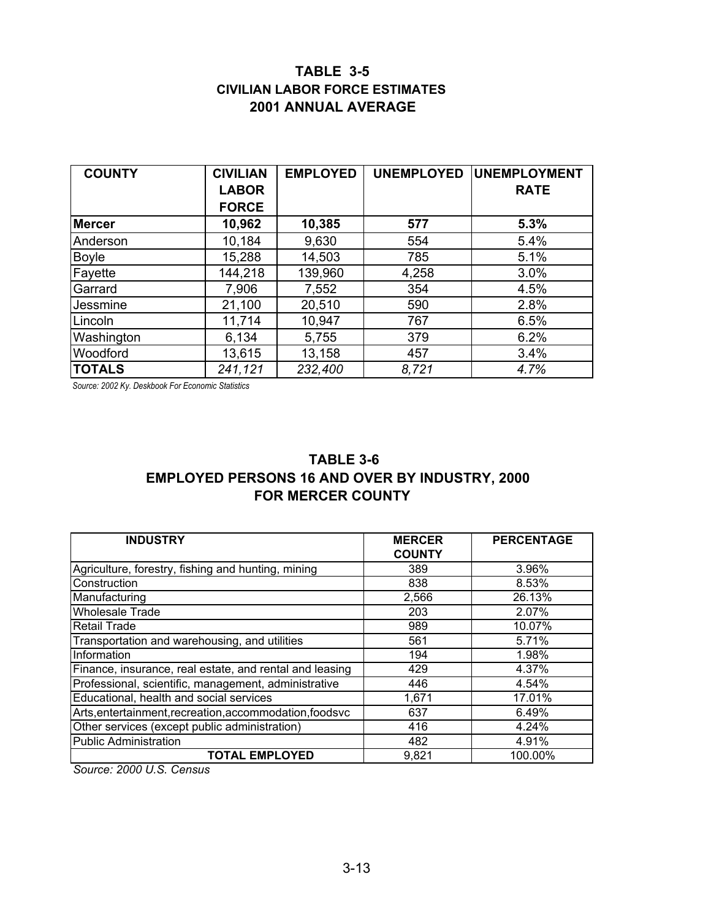## TABLE 3-5
### CIVILIAN LABOR FORCE ESTIMATES
### 2001 ANNUAL AVERAGE

| COUNTY | CIVILIAN LABOR FORCE | EMPLOYED | UNEMPLOYED | UNEMPLOYMENT RATE |
|---|---|---|---|---|
| **Mercer** | **10,962** | **10,385** | **577** | **5.3%** |
| Anderson | 10,184 | 9,630 | 554 | 5.4% |
| Boyle | 15,288 | 14,503 | 785 | 5.1% |
| Fayette | 144,218 | 139,960 | 4,258 | 3.0% |
| Garrard | 7,906 | 7,552 | 354 | 4.5% |
| Jessmine | 21,100 | 20,510 | 590 | 2.8% |
| Lincoln | 11,714 | 10,947 | 767 | 6.5% |
| Washington | 6,134 | 5,755 | 379 | 6.2% |
| Woodford | 13,615 | 13,158 | 457 | 3.4% |
| **TOTALS** | *241,121* | *232,400* | *8,721* | *4.7%* |

*Source: 2002 Ky. Deskbook For Economic Statistics*

## TABLE 3-6
### EMPLOYED PERSONS 16 AND OVER BY INDUSTRY, 2000
### FOR MERCER COUNTY

| INDUSTRY | MERCER COUNTY | PERCENTAGE |
|---|---|---|
| Agriculture, forestry, fishing and hunting, mining | 389 | 3.96% |
| Construction | 838 | 8.53% |
| Manufacturing | 2,566 | 26.13% |
| Wholesale Trade | 203 | 2.07% |
| Retail Trade | 989 | 10.07% |
| Transportation and warehousing, and utilities | 561 | 5.71% |
| Information | 194 | 1.98% |
| Finance, insurance, real estate, and rental and leasing | 429 | 4.37% |
| Professional, scientific, management, administrative | 446 | 4.54% |
| Educational, health and social services | 1,671 | 17.01% |
| Arts,entertainment,recreation,accommodation,foodsvc | 637 | 6.49% |
| Other services (except public administration) | 416 | 4.24% |
| Public Administration | 482 | 4.91% |
| **TOTAL EMPLOYED** | 9,821 | 100.00% |

*Source: 2000 U.S. Census*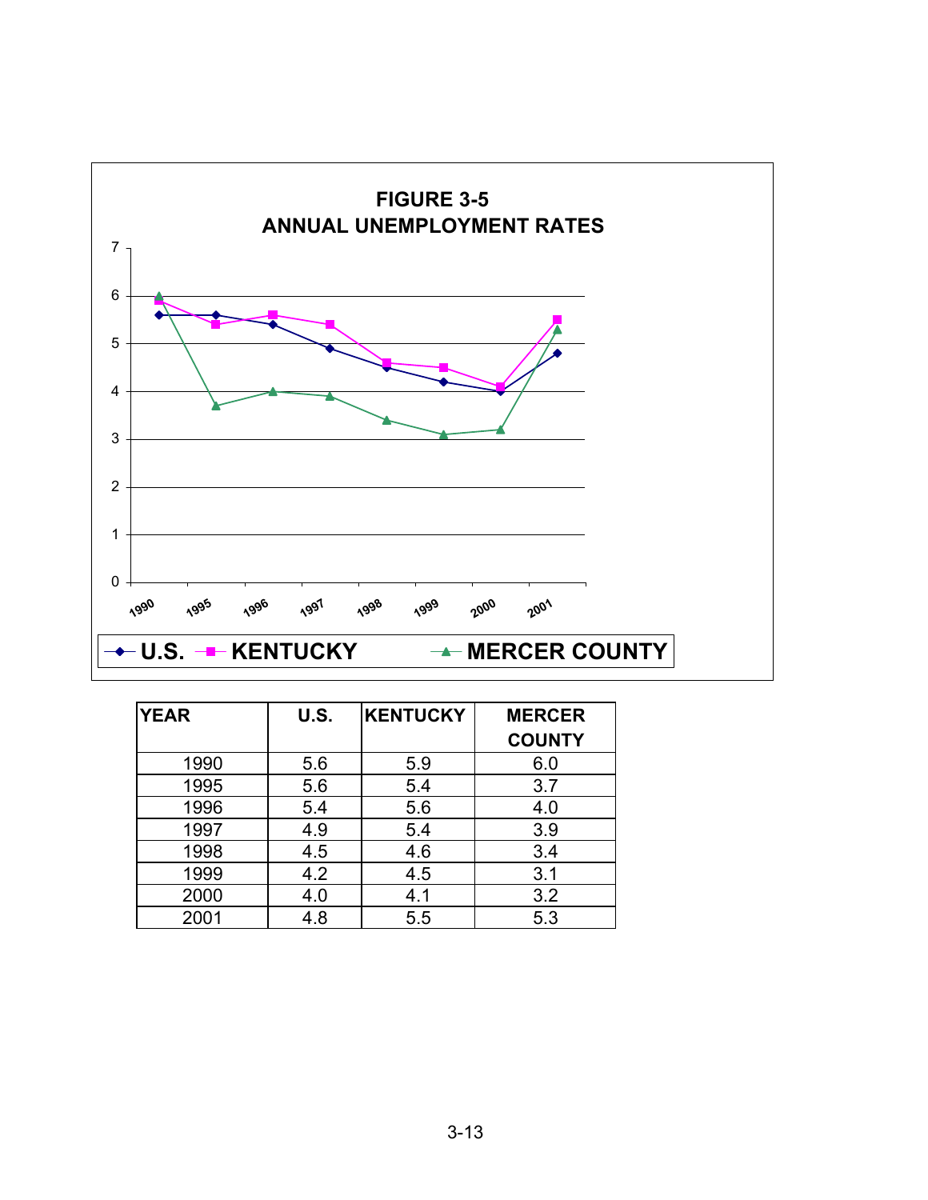FIGURE 3-5
ANNUAL UNEMPLOYMENT RATES

7
6
5
4
3
2
1
0

1990 1995 1996 1997 1998 1999 2000 2001

U.S. KENTUCKY MERCER COUNTY

| YEAR | U.S. | KENTUCKY | MERCER COUNTY |
|---|---|---|---|
| 1990 | 5.6 | 5.9 | 6.0 |
| 1995 | 5.6 | 5.4 | 3.7 |
| 1996 | 5.4 | 5.6 | 4.0 |
| 1997 | 4.9 | 5.4 | 3.9 |
| 1998 | 4.5 | 4.6 | 3.4 |
| 1999 | 4.2 | 4.5 | 3.1 |
| 2000 | 4.0 | 4.1 | 3.2 |
| 2001 | 4.8 | 5.5 | 5.3 |